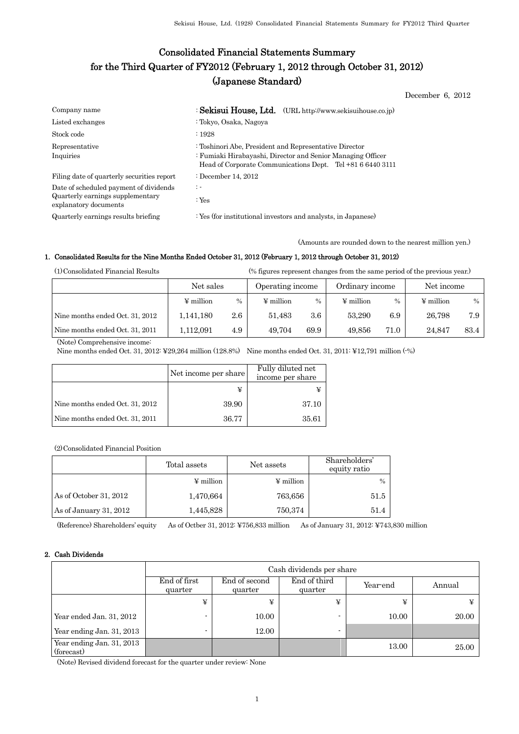# Consolidated Financial Statements Summary for the Third Quarter of FY2012 (February 1, 2012 through October 31, 2012) (Japanese Standard)

December 6, 2012

| | |
|---|---|
| Company name | : **Sekisui House, Ltd.** (URL http://www.sekisuihouse.co.jp) |
| Listed exchanges | : Tokyo, Osaka, Nagoya |
| Stock code | : 1928 |
| Representative | : Toshinori Abe, President and Representative Director |
| Inquiries | : Fumiaki Hirabayashi, Director and Senior Managing Officer<br>Head of Corporate Communications Dept. Tel +81 6 6440 3111 |
| Filing date of quarterly securities report | : December 14, 2012 |
| Date of scheduled payment of dividends | : - |
| Quarterly earnings supplementary explanatory documents | : Yes |
| Quarterly earnings results briefing | : Yes (for institutional investors and analysts, in Japanese) |

(Amounts are rounded down to the nearest million yen.)

## 1. Consolidated Results for the Nine Months Ended October 31, 2012 (February 1, 2012 through October 31, 2012)

(1) Consolidated Financial Results (% figures represent changes from the same period of the previous year.)

| | Net sales | | Operating income | | Ordinary income | | Net income | |
|---|---|---|---|---|---|---|---|---|
| | ¥ million | % | ¥ million | % | ¥ million | % | ¥ million | % |
| Nine months ended Oct. 31, 2012 | 1,141,180 | 2.6 | 51,483 | 3.6 | 53,290 | 6.9 | 26,798 | 7.9 |
| Nine months ended Oct. 31, 2011 | 1,112,091 | 4.9 | 49,704 | 69.9 | 49,856 | 71.0 | 24,847 | 83.4 |

(Note) Comprehensive income:
Nine months ended Oct. 31, 2012: ¥29,264 million (128.8%) Nine months ended Oct. 31, 2011: ¥12,791 million (-%)

| | Net income per share | Fully diluted net income per share |
|---|---|---|
| | ¥ | ¥ |
| Nine months ended Oct. 31, 2012 | 39.90 | 37.10 |
| Nine months ended Oct. 31, 2011 | 36.77 | 35.61 |

(2) Consolidated Financial Position

| | Total assets | Net assets | Shareholders' equity ratio |
|---|---|---|---|
| | ¥ million | ¥ million | % |
| As of October 31, 2012 | 1,470,664 | 763,656 | 51.5 |
| As of January 31, 2012 | 1,445,828 | 750,374 | 51.4 |

(Reference) Shareholders' equity As of Octber 31, 2012: ¥756,833 million As of January 31, 2012: ¥743,830 million

## 2. Cash Dividends

| | Cash dividends per share | | | | |
|---|---|---|---|---|---|
| | End of first quarter | End of second quarter | End of third quarter | Year-end | Annual |
| | ¥ | ¥ | ¥ | ¥ | ¥ |
| Year ended Jan. 31, 2012 | - | 10.00 | - | 10.00 | 20.00 |
| Year ending Jan. 31, 2013 | - | 12.00 | - | | |
| Year ending Jan. 31, 2013 (forecast) | | | | 13.00 | 25.00 |

(Note) Revised dividend forecast for the quarter under review: None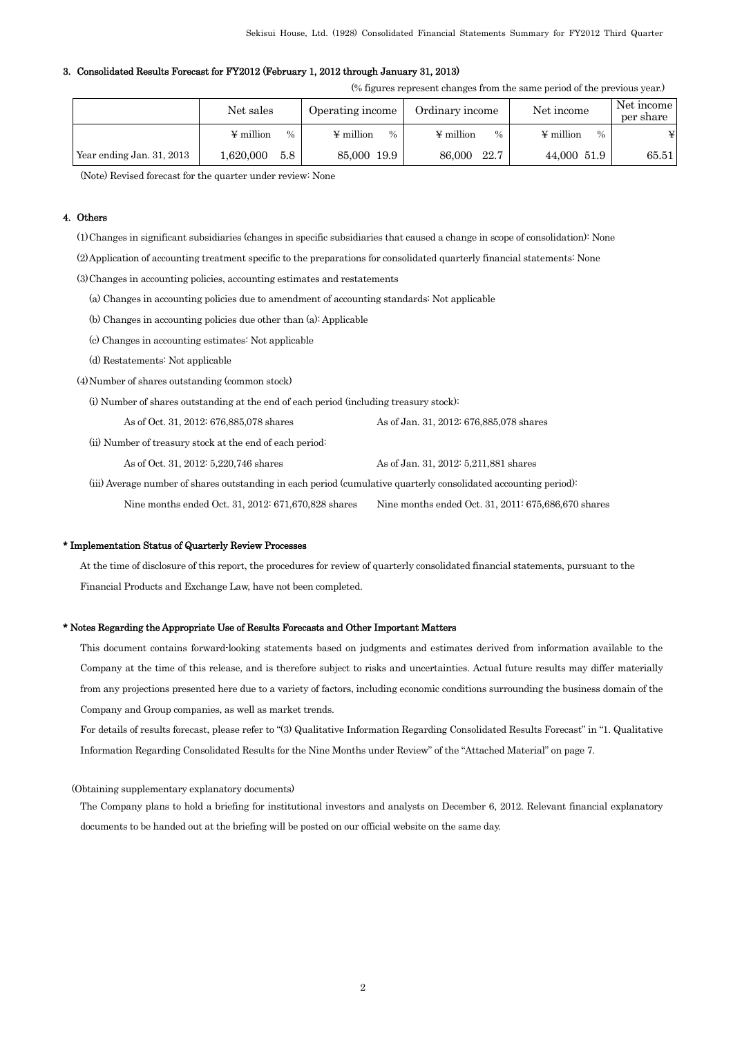### 3. Consolidated Results Forecast for FY2012 (February 1, 2012 through January 31, 2013)

(% figures represent changes from the same period of the previous year.)

| | Net sales | | Operating income | | Ordinary income | | Net income | | Net income per share |
|---|---|---|---|---|---|---|---|---|---|
| | ¥ million | % | ¥ million | % | ¥ million | % | ¥ million | % | ¥ |
| Year ending Jan. 31, 2013 | 1,620,000 | 5.8 | 85,000 | 19.9 | 86,000 | 22.7 | 44,000 | 51.9 | 65.51 |

(Note) Revised forecast for the quarter under review: None

### 4. Others

(1) Changes in significant subsidiaries (changes in specific subsidiaries that caused a change in scope of consolidation): None

(2) Application of accounting treatment specific to the preparations for consolidated quarterly financial statements: None

(3) Changes in accounting policies, accounting estimates and restatements

(a) Changes in accounting policies due to amendment of accounting standards: Not applicable

(b) Changes in accounting policies due other than (a): Applicable

(c) Changes in accounting estimates: Not applicable

(d) Restatements: Not applicable

(4) Number of shares outstanding (common stock)

(i) Number of shares outstanding at the end of each period (including treasury stock):

As of Oct. 31, 2012: 676,885,078 shares　　As of Jan. 31, 2012: 676,885,078 shares

(ii) Number of treasury stock at the end of each period:

As of Oct. 31, 2012: 5,220,746 shares　　As of Jan. 31, 2012: 5,211,881 shares

(iii) Average number of shares outstanding in each period (cumulative quarterly consolidated accounting period):

Nine months ended Oct. 31, 2012: 671,670,828 shares　　Nine months ended Oct. 31, 2011: 675,686,670 shares

### * Implementation Status of Quarterly Review Processes

At the time of disclosure of this report, the procedures for review of quarterly consolidated financial statements, pursuant to the Financial Products and Exchange Law, have not been completed.

### * Notes Regarding the Appropriate Use of Results Forecasts and Other Important Matters

This document contains forward-looking statements based on judgments and estimates derived from information available to the Company at the time of this release, and is therefore subject to risks and uncertainties. Actual future results may differ materially from any projections presented here due to a variety of factors, including economic conditions surrounding the business domain of the Company and Group companies, as well as market trends.

For details of results forecast, please refer to "(3) Qualitative Information Regarding Consolidated Results Forecast" in "1. Qualitative Information Regarding Consolidated Results for the Nine Months under Review" of the "Attached Material" on page 7.

(Obtaining supplementary explanatory documents)

The Company plans to hold a briefing for institutional investors and analysts on December 6, 2012. Relevant financial explanatory documents to be handed out at the briefing will be posted on our official website on the same day.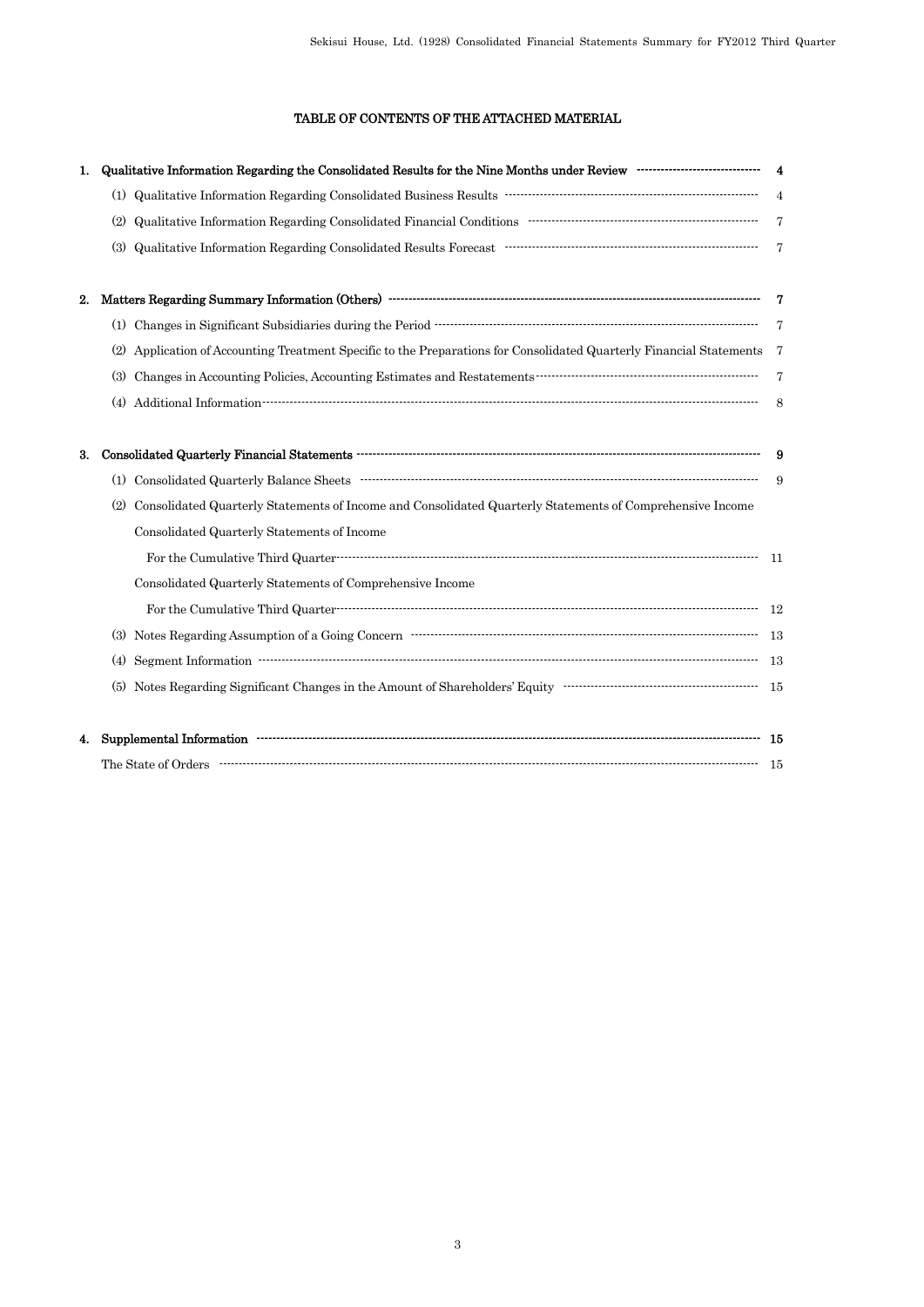## TABLE OF CONTENTS OF THE ATTACHED MATERIAL

**1. Qualitative Information Regarding the Consolidated Results for the Nine Months under Review ---------- 4**

(1) Qualitative Information Regarding Consolidated Business Results ---------- 4

(2) Qualitative Information Regarding Consolidated Financial Conditions ---------- 7

(3) Qualitative Information Regarding Consolidated Results Forecast ---------- 7

**2. Matters Regarding Summary Information (Others) ---------- 7**

(1) Changes in Significant Subsidiaries during the Period ---------- 7

(2) Application of Accounting Treatment Specific to the Preparations for Consolidated Quarterly Financial Statements 7

(3) Changes in Accounting Policies, Accounting Estimates and Restatements ---------- 7

(4) Additional Information ---------- 8

**3. Consolidated Quarterly Financial Statements ---------- 9**

(1) Consolidated Quarterly Balance Sheets ---------- 9

(2) Consolidated Quarterly Statements of Income and Consolidated Quarterly Statements of Comprehensive Income

Consolidated Quarterly Statements of Income

For the Cumulative Third Quarter ---------- 11

Consolidated Quarterly Statements of Comprehensive Income

For the Cumulative Third Quarter ---------- 12

(3) Notes Regarding Assumption of a Going Concern ---------- 13

(4) Segment Information ---------- 13

(5) Notes Regarding Significant Changes in the Amount of Shareholders' Equity ---------- 15

**4. Supplemental Information ---------- 15**

The State of Orders ---------- 15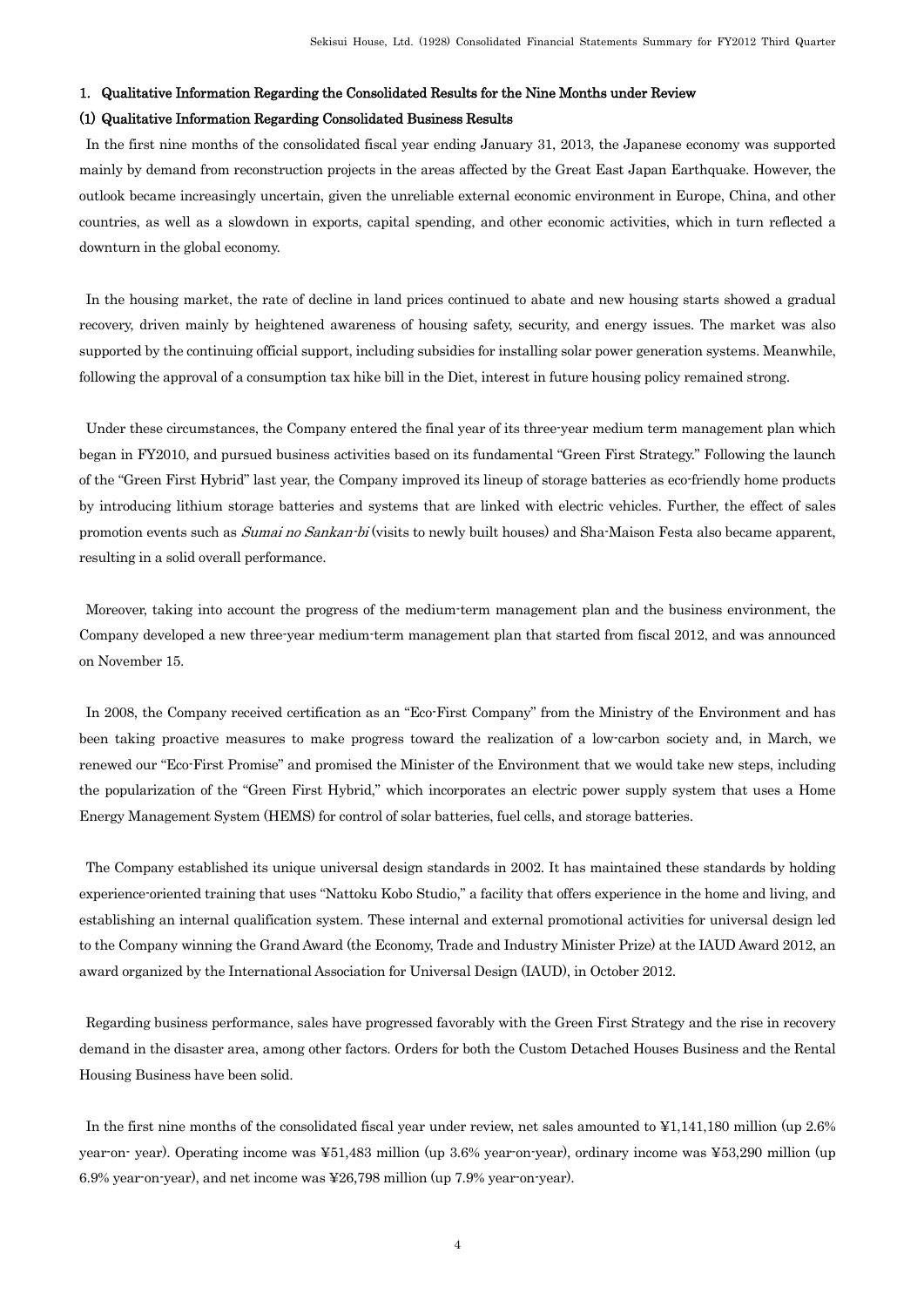## 1. Qualitative Information Regarding the Consolidated Results for the Nine Months under Review

### (1) Qualitative Information Regarding Consolidated Business Results

In the first nine months of the consolidated fiscal year ending January 31, 2013, the Japanese economy was supported mainly by demand from reconstruction projects in the areas affected by the Great East Japan Earthquake. However, the outlook became increasingly uncertain, given the unreliable external economic environment in Europe, China, and other countries, as well as a slowdown in exports, capital spending, and other economic activities, which in turn reflected a downturn in the global economy.

In the housing market, the rate of decline in land prices continued to abate and new housing starts showed a gradual recovery, driven mainly by heightened awareness of housing safety, security, and energy issues. The market was also supported by the continuing official support, including subsidies for installing solar power generation systems. Meanwhile, following the approval of a consumption tax hike bill in the Diet, interest in future housing policy remained strong.

Under these circumstances, the Company entered the final year of its three-year medium term management plan which began in FY2010, and pursued business activities based on its fundamental "Green First Strategy." Following the launch of the "Green First Hybrid" last year, the Company improved its lineup of storage batteries as eco-friendly home products by introducing lithium storage batteries and systems that are linked with electric vehicles. Further, the effect of sales promotion events such as *Sumai no Sankan-bi* (visits to newly built houses) and Sha-Maison Festa also became apparent, resulting in a solid overall performance.

Moreover, taking into account the progress of the medium-term management plan and the business environment, the Company developed a new three-year medium-term management plan that started from fiscal 2012, and was announced on November 15.

In 2008, the Company received certification as an "Eco-First Company" from the Ministry of the Environment and has been taking proactive measures to make progress toward the realization of a low-carbon society and, in March, we renewed our "Eco-First Promise" and promised the Minister of the Environment that we would take new steps, including the popularization of the "Green First Hybrid," which incorporates an electric power supply system that uses a Home Energy Management System (HEMS) for control of solar batteries, fuel cells, and storage batteries.

The Company established its unique universal design standards in 2002. It has maintained these standards by holding experience-oriented training that uses "Nattoku Kobo Studio," a facility that offers experience in the home and living, and establishing an internal qualification system. These internal and external promotional activities for universal design led to the Company winning the Grand Award (the Economy, Trade and Industry Minister Prize) at the IAUD Award 2012, an award organized by the International Association for Universal Design (IAUD), in October 2012.

Regarding business performance, sales have progressed favorably with the Green First Strategy and the rise in recovery demand in the disaster area, among other factors. Orders for both the Custom Detached Houses Business and the Rental Housing Business have been solid.

In the first nine months of the consolidated fiscal year under review, net sales amounted to ¥1,141,180 million (up 2.6% year-on- year). Operating income was ¥51,483 million (up 3.6% year-on-year), ordinary income was ¥53,290 million (up 6.9% year-on-year), and net income was ¥26,798 million (up 7.9% year-on-year).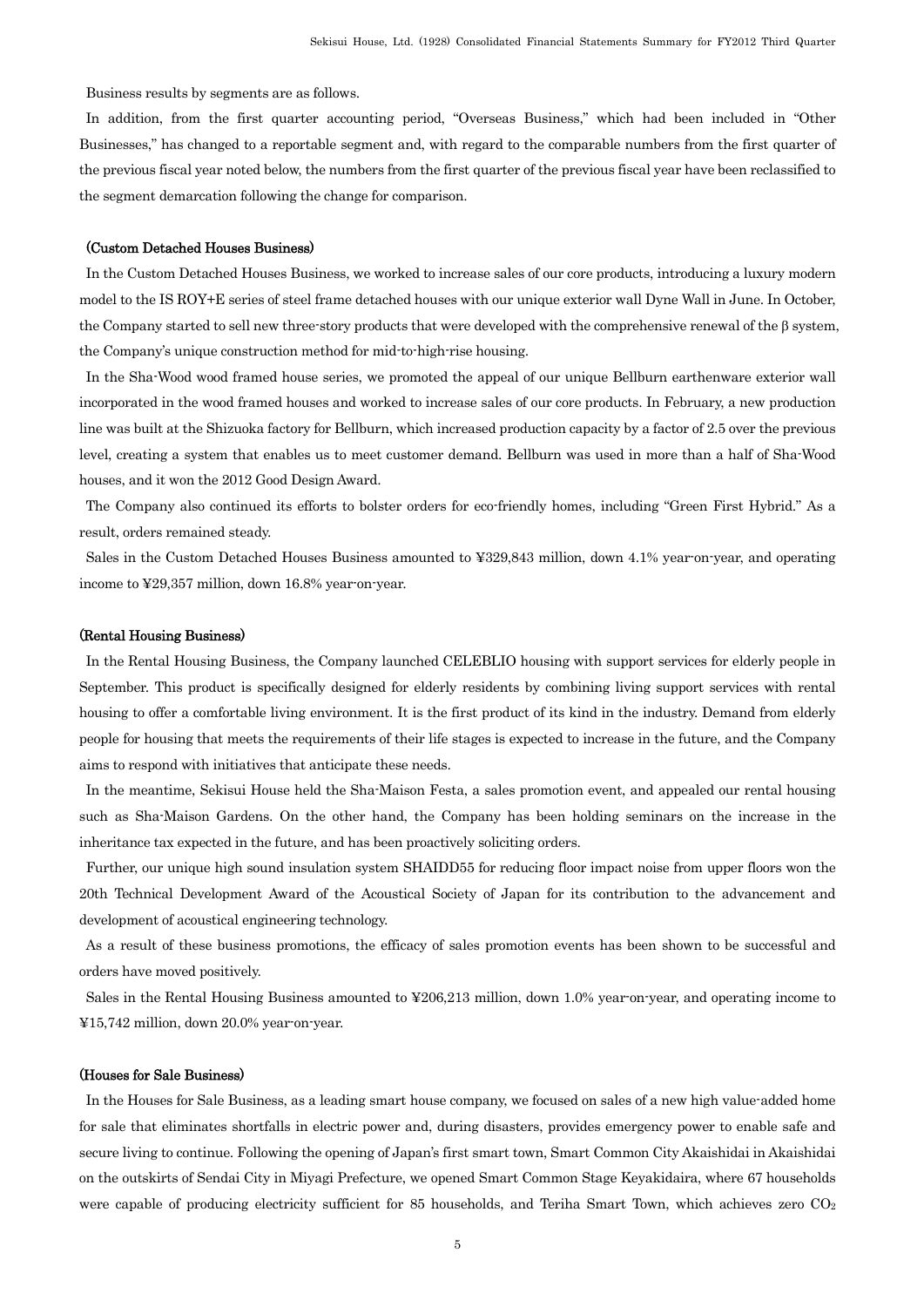Business results by segments are as follows.

In addition, from the first quarter accounting period, "Overseas Business," which had been included in "Other Businesses," has changed to a reportable segment and, with regard to the comparable numbers from the first quarter of the previous fiscal year noted below, the numbers from the first quarter of the previous fiscal year have been reclassified to the segment demarcation following the change for comparison.

### (Custom Detached Houses Business)

In the Custom Detached Houses Business, we worked to increase sales of our core products, introducing a luxury modern model to the IS ROY+E series of steel frame detached houses with our unique exterior wall Dyne Wall in June. In October, the Company started to sell new three-story products that were developed with the comprehensive renewal of the β system, the Company's unique construction method for mid-to-high-rise housing.

In the Sha-Wood wood framed house series, we promoted the appeal of our unique Bellburn earthenware exterior wall incorporated in the wood framed houses and worked to increase sales of our core products. In February, a new production line was built at the Shizuoka factory for Bellburn, which increased production capacity by a factor of 2.5 over the previous level, creating a system that enables us to meet customer demand. Bellburn was used in more than a half of Sha-Wood houses, and it won the 2012 Good Design Award.

The Company also continued its efforts to bolster orders for eco-friendly homes, including "Green First Hybrid." As a result, orders remained steady.

Sales in the Custom Detached Houses Business amounted to ¥329,843 million, down 4.1% year-on-year, and operating income to ¥29,357 million, down 16.8% year-on-year.

### (Rental Housing Business)

In the Rental Housing Business, the Company launched CELEBLIO housing with support services for elderly people in September. This product is specifically designed for elderly residents by combining living support services with rental housing to offer a comfortable living environment. It is the first product of its kind in the industry. Demand from elderly people for housing that meets the requirements of their life stages is expected to increase in the future, and the Company aims to respond with initiatives that anticipate these needs.

In the meantime, Sekisui House held the Sha-Maison Festa, a sales promotion event, and appealed our rental housing such as Sha-Maison Gardens. On the other hand, the Company has been holding seminars on the increase in the inheritance tax expected in the future, and has been proactively soliciting orders.

Further, our unique high sound insulation system SHAIDD55 for reducing floor impact noise from upper floors won the 20th Technical Development Award of the Acoustical Society of Japan for its contribution to the advancement and development of acoustical engineering technology.

As a result of these business promotions, the efficacy of sales promotion events has been shown to be successful and orders have moved positively.

Sales in the Rental Housing Business amounted to ¥206,213 million, down 1.0% year-on-year, and operating income to ¥15,742 million, down 20.0% year-on-year.

### (Houses for Sale Business)

In the Houses for Sale Business, as a leading smart house company, we focused on sales of a new high value-added home for sale that eliminates shortfalls in electric power and, during disasters, provides emergency power to enable safe and secure living to continue. Following the opening of Japan's first smart town, Smart Common City Akaishidai in Akaishidai on the outskirts of Sendai City in Miyagi Prefecture, we opened Smart Common Stage Keyakidaira, where 67 households were capable of producing electricity sufficient for 85 households, and Teriha Smart Town, which achieves zero $CO_2$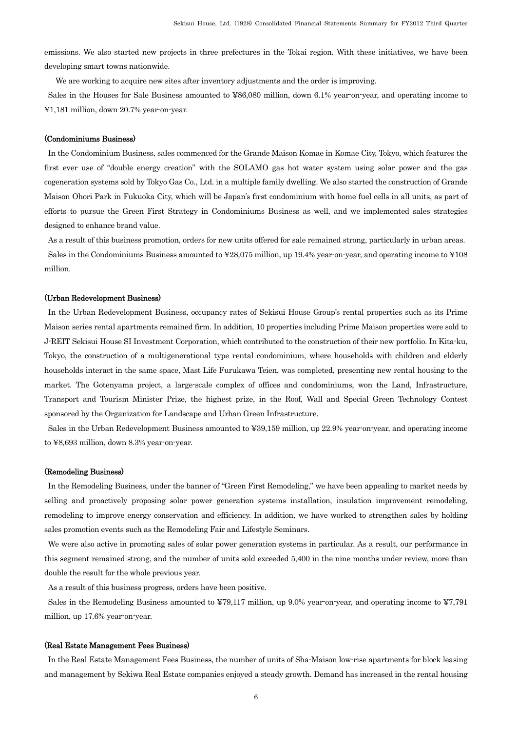emissions. We also started new projects in three prefectures in the Tokai region. With these initiatives, we have been developing smart towns nationwide.

We are working to acquire new sites after inventory adjustments and the order is improving.

Sales in the Houses for Sale Business amounted to ¥86,080 million, down 6.1% year-on-year, and operating income to ¥1,181 million, down 20.7% year-on-year.

### (Condominiums Business)

In the Condominium Business, sales commenced for the Grande Maison Komae in Komae City, Tokyo, which features the first ever use of "double energy creation" with the SOLAMO gas hot water system using solar power and the gas cogeneration systems sold by Tokyo Gas Co., Ltd. in a multiple family dwelling. We also started the construction of Grande Maison Ohori Park in Fukuoka City, which will be Japan's first condominium with home fuel cells in all units, as part of efforts to pursue the Green First Strategy in Condominiums Business as well, and we implemented sales strategies designed to enhance brand value.

As a result of this business promotion, orders for new units offered for sale remained strong, particularly in urban areas.

Sales in the Condominiums Business amounted to ¥28,075 million, up 19.4% year-on-year, and operating income to ¥108 million.

### (Urban Redevelopment Business)

In the Urban Redevelopment Business, occupancy rates of Sekisui House Group's rental properties such as its Prime Maison series rental apartments remained firm. In addition, 10 properties including Prime Maison properties were sold to J-REIT Sekisui House SI Investment Corporation, which contributed to the construction of their new portfolio. In Kita-ku, Tokyo, the construction of a multigenerational type rental condominium, where households with children and elderly households interact in the same space, Mast Life Furukawa Teien, was completed, presenting new rental housing to the market. The Gotenyama project, a large-scale complex of offices and condominiums, won the Land, Infrastructure, Transport and Tourism Minister Prize, the highest prize, in the Roof, Wall and Special Green Technology Contest sponsored by the Organization for Landscape and Urban Green Infrastructure.

Sales in the Urban Redevelopment Business amounted to ¥39,159 million, up 22.9% year-on-year, and operating income to ¥8,693 million, down 8.3% year-on-year.

### (Remodeling Business)

In the Remodeling Business, under the banner of "Green First Remodeling," we have been appealing to market needs by selling and proactively proposing solar power generation systems installation, insulation improvement remodeling, remodeling to improve energy conservation and efficiency. In addition, we have worked to strengthen sales by holding sales promotion events such as the Remodeling Fair and Lifestyle Seminars.

We were also active in promoting sales of solar power generation systems in particular. As a result, our performance in this segment remained strong, and the number of units sold exceeded 5,400 in the nine months under review, more than double the result for the whole previous year.

As a result of this business progress, orders have been positive.

Sales in the Remodeling Business amounted to ¥79,117 million, up 9.0% year-on-year, and operating income to ¥7,791 million, up 17.6% year-on-year.

### (Real Estate Management Fees Business)

In the Real Estate Management Fees Business, the number of units of Sha-Maison low-rise apartments for block leasing and management by Sekiwa Real Estate companies enjoyed a steady growth. Demand has increased in the rental housing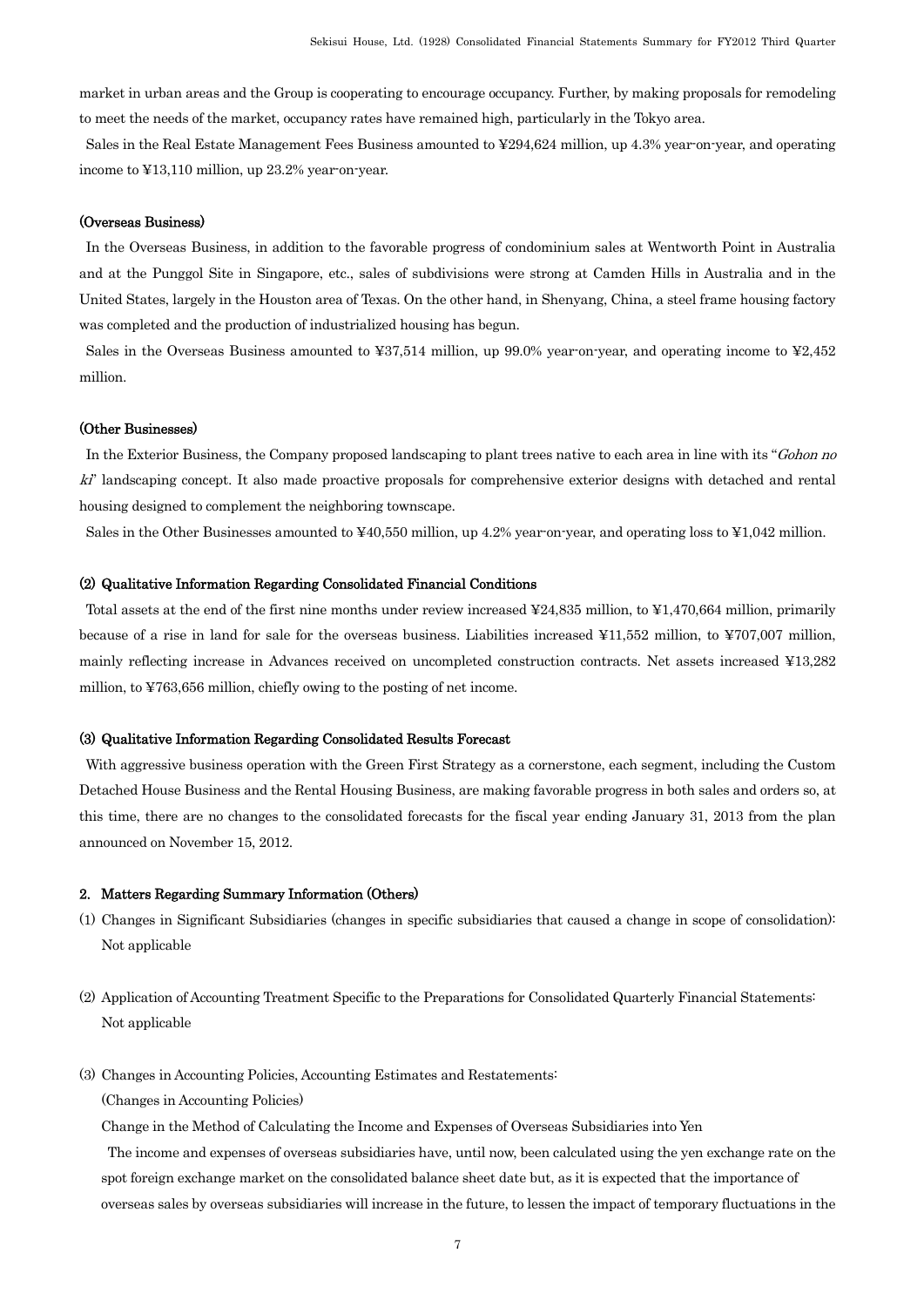market in urban areas and the Group is cooperating to encourage occupancy. Further, by making proposals for remodeling to meet the needs of the market, occupancy rates have remained high, particularly in the Tokyo area.

Sales in the Real Estate Management Fees Business amounted to ¥294,624 million, up 4.3% year-on-year, and operating income to ¥13,110 million, up 23.2% year-on-year.

#### (Overseas Business)

In the Overseas Business, in addition to the favorable progress of condominium sales at Wentworth Point in Australia and at the Punggol Site in Singapore, etc., sales of subdivisions were strong at Camden Hills in Australia and in the United States, largely in the Houston area of Texas. On the other hand, in Shenyang, China, a steel frame housing factory was completed and the production of industrialized housing has begun.

Sales in the Overseas Business amounted to ¥37,514 million, up 99.0% year-on-year, and operating income to ¥2,452 million.

#### (Other Businesses)

In the Exterior Business, the Company proposed landscaping to plant trees native to each area in line with its "*Gohon no ki*" landscaping concept. It also made proactive proposals for comprehensive exterior designs with detached and rental housing designed to complement the neighboring townscape.

Sales in the Other Businesses amounted to ¥40,550 million, up 4.2% year-on-year, and operating loss to ¥1,042 million.

### (2) Qualitative Information Regarding Consolidated Financial Conditions

Total assets at the end of the first nine months under review increased ¥24,835 million, to ¥1,470,664 million, primarily because of a rise in land for sale for the overseas business. Liabilities increased ¥11,552 million, to ¥707,007 million, mainly reflecting increase in Advances received on uncompleted construction contracts. Net assets increased ¥13,282 million, to ¥763,656 million, chiefly owing to the posting of net income.

### (3) Qualitative Information Regarding Consolidated Results Forecast

With aggressive business operation with the Green First Strategy as a cornerstone, each segment, including the Custom Detached House Business and the Rental Housing Business, are making favorable progress in both sales and orders so, at this time, there are no changes to the consolidated forecasts for the fiscal year ending January 31, 2013 from the plan announced on November 15, 2012.

## 2. Matters Regarding Summary Information (Others)

(1) Changes in Significant Subsidiaries (changes in specific subsidiaries that caused a change in scope of consolidation): Not applicable

(2) Application of Accounting Treatment Specific to the Preparations for Consolidated Quarterly Financial Statements: Not applicable

(3) Changes in Accounting Policies, Accounting Estimates and Restatements:

(Changes in Accounting Policies)

Change in the Method of Calculating the Income and Expenses of Overseas Subsidiaries into Yen

The income and expenses of overseas subsidiaries have, until now, been calculated using the yen exchange rate on the spot foreign exchange market on the consolidated balance sheet date but, as it is expected that the importance of overseas sales by overseas subsidiaries will increase in the future, to lessen the impact of temporary fluctuations in the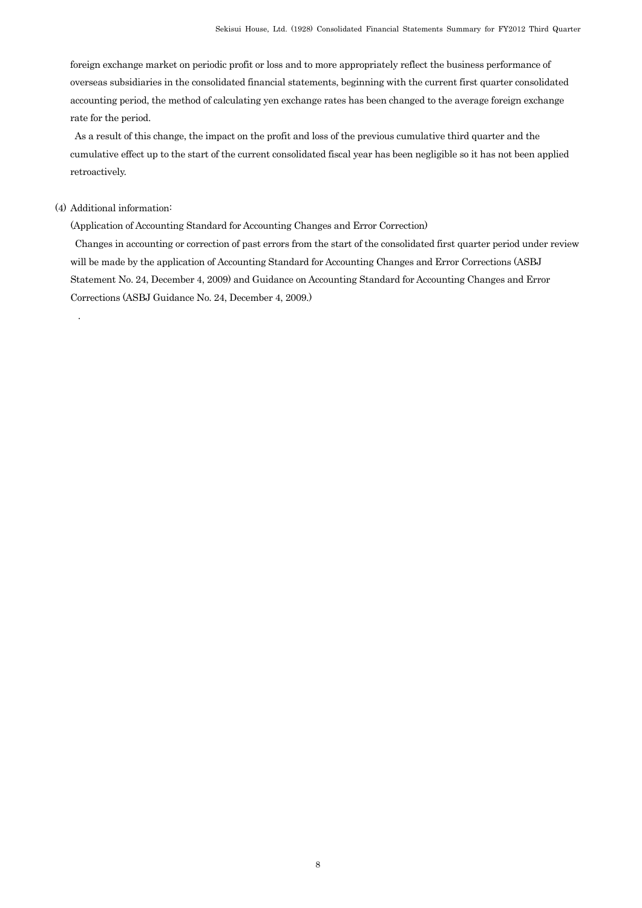foreign exchange market on periodic profit or loss and to more appropriately reflect the business performance of overseas subsidiaries in the consolidated financial statements, beginning with the current first quarter consolidated accounting period, the method of calculating yen exchange rates has been changed to the average foreign exchange rate for the period.

As a result of this change, the impact on the profit and loss of the previous cumulative third quarter and the cumulative effect up to the start of the current consolidated fiscal year has been negligible so it has not been applied retroactively.

(4) Additional information:

(Application of Accounting Standard for Accounting Changes and Error Correction)

Changes in accounting or correction of past errors from the start of the consolidated first quarter period under review will be made by the application of Accounting Standard for Accounting Changes and Error Corrections (ASBJ Statement No. 24, December 4, 2009) and Guidance on Accounting Standard for Accounting Changes and Error Corrections (ASBJ Guidance No. 24, December 4, 2009.)

.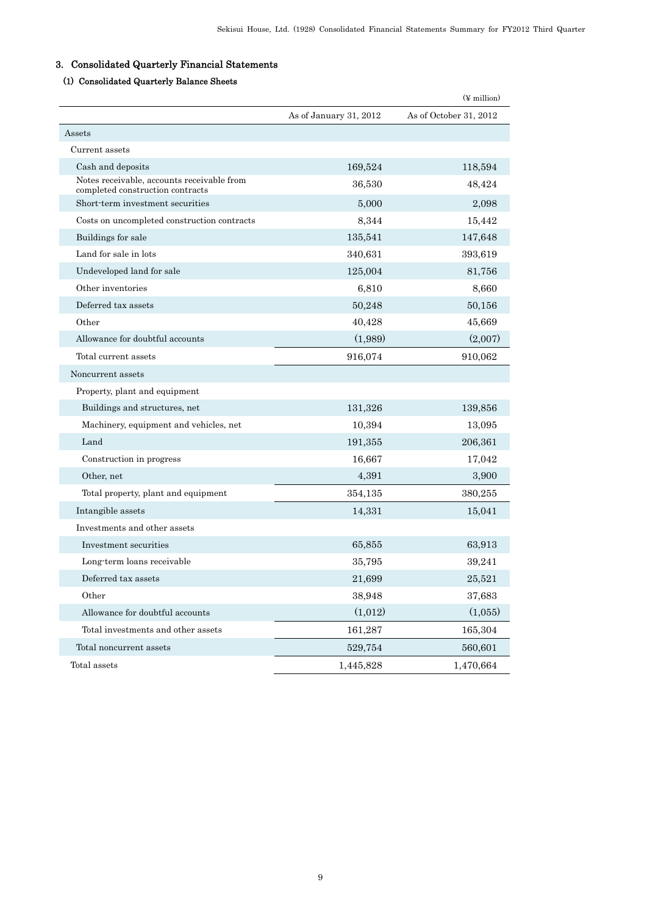## 3. Consolidated Quarterly Financial Statements

### (1) Consolidated Quarterly Balance Sheets

(¥ million)

| | As of January 31, 2012 | As of October 31, 2012 |
|---|---|---|
| Assets | | |
| Current assets | | |
| Cash and deposits | 169,524 | 118,594 |
| Notes receivable, accounts receivable from completed construction contracts | 36,530 | 48,424 |
| Short-term investment securities | 5,000 | 2,098 |
| Costs on uncompleted construction contracts | 8,344 | 15,442 |
| Buildings for sale | 135,541 | 147,648 |
| Land for sale in lots | 340,631 | 393,619 |
| Undeveloped land for sale | 125,004 | 81,756 |
| Other inventories | 6,810 | 8,660 |
| Deferred tax assets | 50,248 | 50,156 |
| Other | 40,428 | 45,669 |
| Allowance for doubtful accounts | (1,989) | (2,007) |
| Total current assets | 916,074 | 910,062 |
| Noncurrent assets | | |
| Property, plant and equipment | | |
| Buildings and structures, net | 131,326 | 139,856 |
| Machinery, equipment and vehicles, net | 10,394 | 13,095 |
| Land | 191,355 | 206,361 |
| Construction in progress | 16,667 | 17,042 |
| Other, net | 4,391 | 3,900 |
| Total property, plant and equipment | 354,135 | 380,255 |
| Intangible assets | 14,331 | 15,041 |
| Investments and other assets | | |
| Investment securities | 65,855 | 63,913 |
| Long-term loans receivable | 35,795 | 39,241 |
| Deferred tax assets | 21,699 | 25,521 |
| Other | 38,948 | 37,683 |
| Allowance for doubtful accounts | (1,012) | (1,055) |
| Total investments and other assets | 161,287 | 165,304 |
| Total noncurrent assets | 529,754 | 560,601 |
| Total assets | 1,445,828 | 1,470,664 |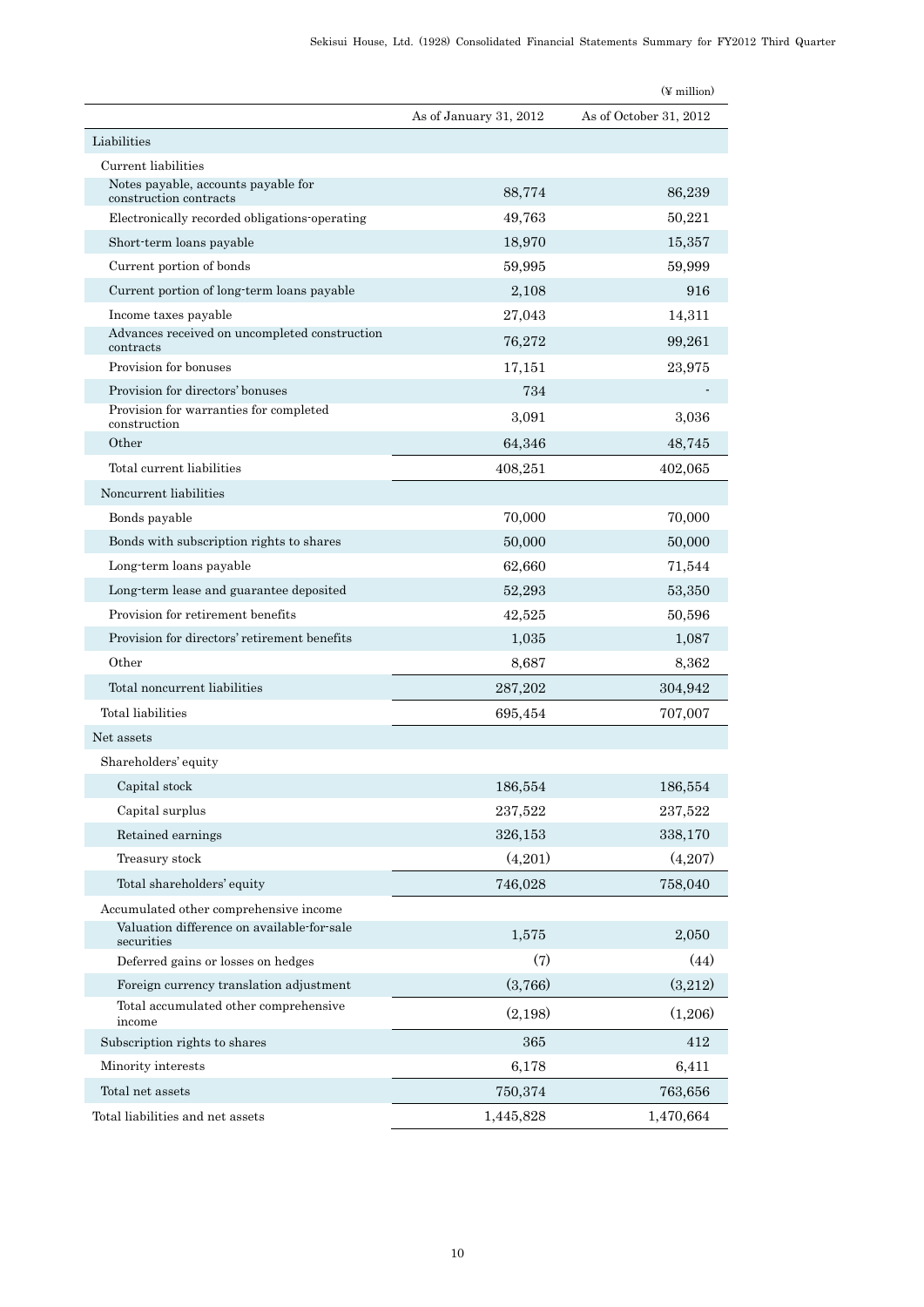(¥ million)

| | As of January 31, 2012 | As of October 31, 2012 |
|---|---|---|
| Liabilities | | |
| Current liabilities | | |
| Notes payable, accounts payable for construction contracts | 88,774 | 86,239 |
| Electronically recorded obligations-operating | 49,763 | 50,221 |
| Short-term loans payable | 18,970 | 15,357 |
| Current portion of bonds | 59,995 | 59,999 |
| Current portion of long-term loans payable | 2,108 | 916 |
| Income taxes payable | 27,043 | 14,311 |
| Advances received on uncompleted construction contracts | 76,272 | 99,261 |
| Provision for bonuses | 17,151 | 23,975 |
| Provision for directors' bonuses | 734 | - |
| Provision for warranties for completed construction | 3,091 | 3,036 |
| Other | 64,346 | 48,745 |
| Total current liabilities | 408,251 | 402,065 |
| Noncurrent liabilities | | |
| Bonds payable | 70,000 | 70,000 |
| Bonds with subscription rights to shares | 50,000 | 50,000 |
| Long-term loans payable | 62,660 | 71,544 |
| Long-term lease and guarantee deposited | 52,293 | 53,350 |
| Provision for retirement benefits | 42,525 | 50,596 |
| Provision for directors' retirement benefits | 1,035 | 1,087 |
| Other | 8,687 | 8,362 |
| Total noncurrent liabilities | 287,202 | 304,942 |
| Total liabilities | 695,454 | 707,007 |
| Net assets | | |
| Shareholders' equity | | |
| Capital stock | 186,554 | 186,554 |
| Capital surplus | 237,522 | 237,522 |
| Retained earnings | 326,153 | 338,170 |
| Treasury stock | (4,201) | (4,207) |
| Total shareholders' equity | 746,028 | 758,040 |
| Accumulated other comprehensive income | | |
| Valuation difference on available-for-sale securities | 1,575 | 2,050 |
| Deferred gains or losses on hedges | (7) | (44) |
| Foreign currency translation adjustment | (3,766) | (3,212) |
| Total accumulated other comprehensive income | (2,198) | (1,206) |
| Subscription rights to shares | 365 | 412 |
| Minority interests | 6,178 | 6,411 |
| Total net assets | 750,374 | 763,656 |
| Total liabilities and net assets | 1,445,828 | 1,470,664 |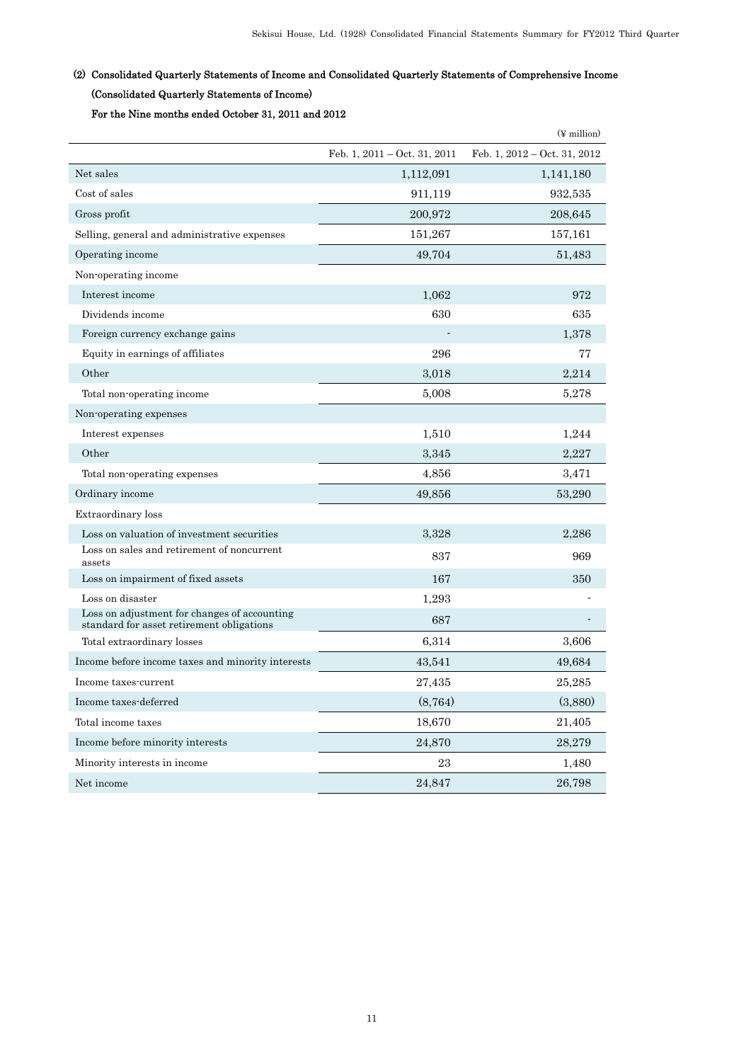## (2) Consolidated Quarterly Statements of Income and Consolidated Quarterly Statements of Comprehensive Income

### (Consolidated Quarterly Statements of Income)

### For the Nine months ended October 31, 2011 and 2012

(¥ million)

| | Feb. 1, 2011 – Oct. 31, 2011 | Feb. 1, 2012 – Oct. 31, 2012 |
|---|---|---|
| Net sales | 1,112,091 | 1,141,180 |
| Cost of sales | 911,119 | 932,535 |
| Gross profit | 200,972 | 208,645 |
| Selling, general and administrative expenses | 151,267 | 157,161 |
| Operating income | 49,704 | 51,483 |
| Non-operating income | | |
| Interest income | 1,062 | 972 |
| Dividends income | 630 | 635 |
| Foreign currency exchange gains | - | 1,378 |
| Equity in earnings of affiliates | 296 | 77 |
| Other | 3,018 | 2,214 |
| Total non-operating income | 5,008 | 5,278 |
| Non-operating expenses | | |
| Interest expenses | 1,510 | 1,244 |
| Other | 3,345 | 2,227 |
| Total non-operating expenses | 4,856 | 3,471 |
| Ordinary income | 49,856 | 53,290 |
| Extraordinary loss | | |
| Loss on valuation of investment securities | 3,328 | 2,286 |
| Loss on sales and retirement of noncurrent assets | 837 | 969 |
| Loss on impairment of fixed assets | 167 | 350 |
| Loss on disaster | 1,293 | - |
| Loss on adjustment for changes of accounting standard for asset retirement obligations | 687 | - |
| Total extraordinary losses | 6,314 | 3,606 |
| Income before income taxes and minority interests | 43,541 | 49,684 |
| Income taxes-current | 27,435 | 25,285 |
| Income taxes-deferred | (8,764) | (3,880) |
| Total income taxes | 18,670 | 21,405 |
| Income before minority interests | 24,870 | 28,279 |
| Minority interests in income | 23 | 1,480 |
| Net income | 24,847 | 26,798 |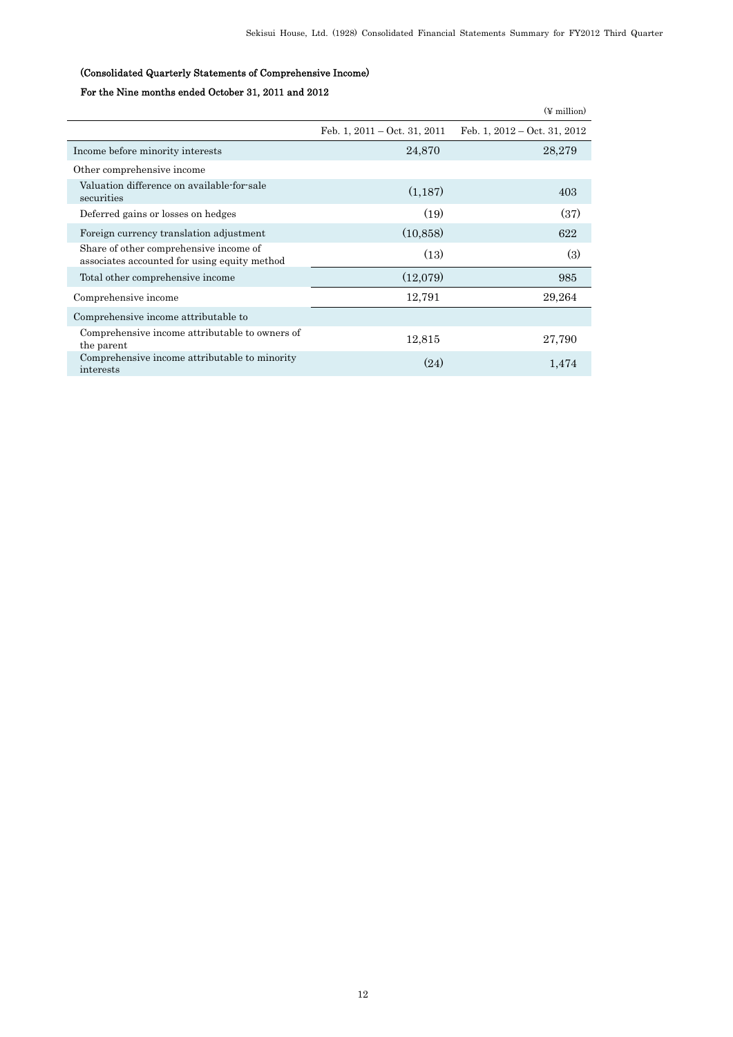### (Consolidated Quarterly Statements of Comprehensive Income)

#### For the Nine months ended October 31, 2011 and 2012

(¥ million)

| | Feb. 1, 2011 – Oct. 31, 2011 | Feb. 1, 2012 – Oct. 31, 2012 |
|---|---|---|
| Income before minority interests | 24,870 | 28,279 |
| Other comprehensive income | | |
| Valuation difference on available-for-sale securities | (1,187) | 403 |
| Deferred gains or losses on hedges | (19) | (37) |
| Foreign currency translation adjustment | (10,858) | 622 |
| Share of other comprehensive income of associates accounted for using equity method | (13) | (3) |
| Total other comprehensive income | (12,079) | 985 |
| Comprehensive income | 12,791 | 29,264 |
| Comprehensive income attributable to | | |
| Comprehensive income attributable to owners of the parent | 12,815 | 27,790 |
| Comprehensive income attributable to minority interests | (24) | 1,474 |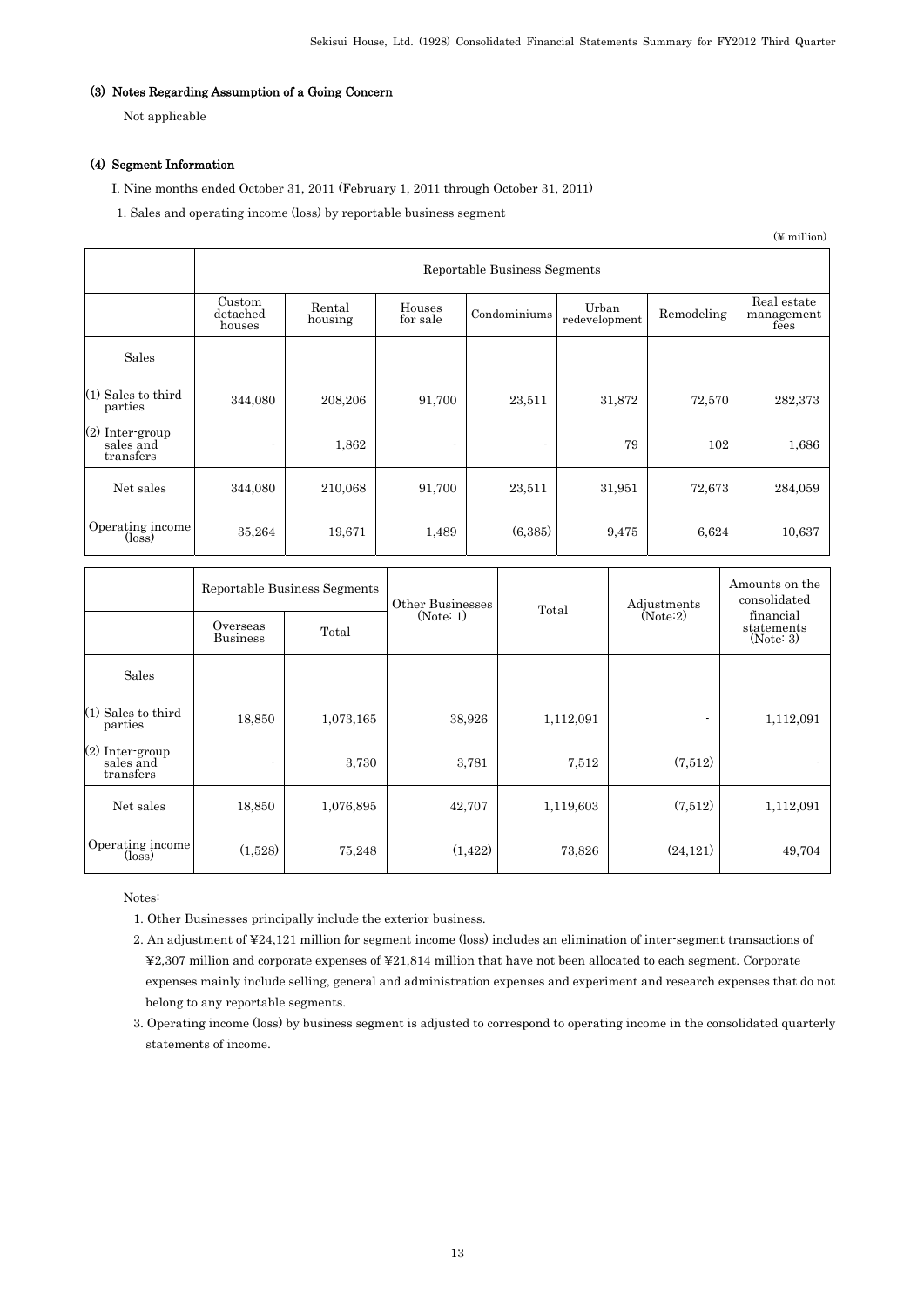### (3) Notes Regarding Assumption of a Going Concern

Not applicable

### (4) Segment Information

I. Nine months ended October 31, 2011 (February 1, 2011 through October 31, 2011)

1. Sales and operating income (loss) by reportable business segment

(¥ million)

| | Reportable Business Segments | | | | | | |
|---|---|---|---|---|---|---|---|
| | Custom detached houses | Rental housing | Houses for sale | Condominiums | Urban redevelopment | Remodeling | Real estate management fees |
| Sales | | | | | | | |
| (1) Sales to third parties | 344,080 | 208,206 | 91,700 | 23,511 | 31,872 | 72,570 | 282,373 |
| (2) Inter-group sales and transfers | - | 1,862 | - | - | 79 | 102 | 1,686 |
| Net sales | 344,080 | 210,068 | 91,700 | 23,511 | 31,951 | 72,673 | 284,059 |
| Operating income (loss) | 35,264 | 19,671 | 1,489 | (6,385) | 9,475 | 6,624 | 10,637 |

| | Reportable Business Segments | | Other Businesses (Note: 1) | Total | Adjustments (Note:2) | Amounts on the consolidated financial statements (Note: 3) |
|---|---|---|---|---|---|---|
| | Overseas Business | Total | | | | |
| Sales | | | | | | |
| (1) Sales to third parties | 18,850 | 1,073,165 | 38,926 | 1,112,091 | - | 1,112,091 |
| (2) Inter-group sales and transfers | - | 3,730 | 3,781 | 7,512 | (7,512) | - |
| Net sales | 18,850 | 1,076,895 | 42,707 | 1,119,603 | (7,512) | 1,112,091 |
| Operating income (loss) | (1,528) | 75,248 | (1,422) | 73,826 | (24,121) | 49,704 |

Notes:

1. Other Businesses principally include the exterior business.
2. An adjustment of ¥24,121 million for segment income (loss) includes an elimination of inter-segment transactions of ¥2,307 million and corporate expenses of ¥21,814 million that have not been allocated to each segment. Corporate expenses mainly include selling, general and administration expenses and experiment and research expenses that do not belong to any reportable segments.
3. Operating income (loss) by business segment is adjusted to correspond to operating income in the consolidated quarterly statements of income.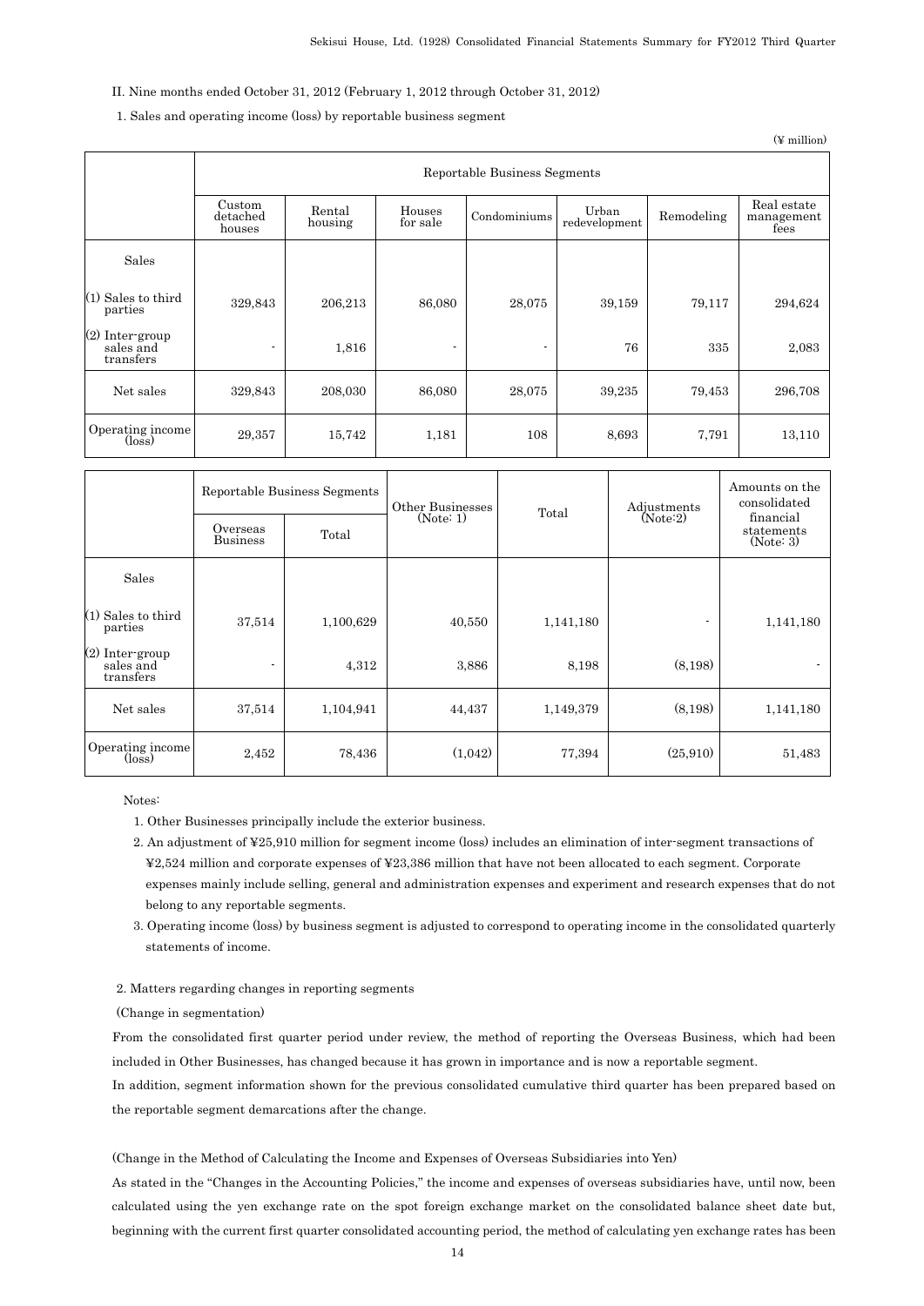II. Nine months ended October 31, 2012 (February 1, 2012 through October 31, 2012)

1. Sales and operating income (loss) by reportable business segment

(¥ million)

| | Reportable Business Segments | | | | | | |
|---|---|---|---|---|---|---|---|
| | Custom detached houses | Rental housing | Houses for sale | Condominiums | Urban redevelopment | Remodeling | Real estate management fees |
| Sales | | | | | | | |
| (1) Sales to third parties | 329,843 | 206,213 | 86,080 | 28,075 | 39,159 | 79,117 | 294,624 |
| (2) Inter-group sales and transfers | - | 1,816 | - | - | 76 | 335 | 2,083 |
| Net sales | 329,843 | 208,030 | 86,080 | 28,075 | 39,235 | 79,453 | 296,708 |
| Operating income (loss) | 29,357 | 15,742 | 1,181 | 108 | 8,693 | 7,791 | 13,110 |

| | Reportable Business Segments | | Other Businesses (Note: 1) | Total | Adjustments (Note:2) | Amounts on the consolidated financial statements (Note: 3) |
|---|---|---|---|---|---|---|
| | Overseas Business | Total | | | | |
| Sales | | | | | | |
| (1) Sales to third parties | 37,514 | 1,100,629 | 40,550 | 1,141,180 | - | 1,141,180 |
| (2) Inter-group sales and transfers | - | 4,312 | 3,886 | 8,198 | (8,198) | - |
| Net sales | 37,514 | 1,104,941 | 44,437 | 1,149,379 | (8,198) | 1,141,180 |
| Operating income (loss) | 2,452 | 78,436 | (1,042) | 77,394 | (25,910) | 51,483 |

Notes:

1. Other Businesses principally include the exterior business.
2. An adjustment of ¥25,910 million for segment income (loss) includes an elimination of inter-segment transactions of ¥2,524 million and corporate expenses of ¥23,386 million that have not been allocated to each segment. Corporate expenses mainly include selling, general and administration expenses and experiment and research expenses that do not belong to any reportable segments.
3. Operating income (loss) by business segment is adjusted to correspond to operating income in the consolidated quarterly statements of income.

2. Matters regarding changes in reporting segments

(Change in segmentation)

From the consolidated first quarter period under review, the method of reporting the Overseas Business, which had been included in Other Businesses, has changed because it has grown in importance and is now a reportable segment.

In addition, segment information shown for the previous consolidated cumulative third quarter has been prepared based on the reportable segment demarcations after the change.

(Change in the Method of Calculating the Income and Expenses of Overseas Subsidiaries into Yen)

As stated in the "Changes in the Accounting Policies," the income and expenses of overseas subsidiaries have, until now, been calculated using the yen exchange rate on the spot foreign exchange market on the consolidated balance sheet date but, beginning with the current first quarter consolidated accounting period, the method of calculating yen exchange rates has been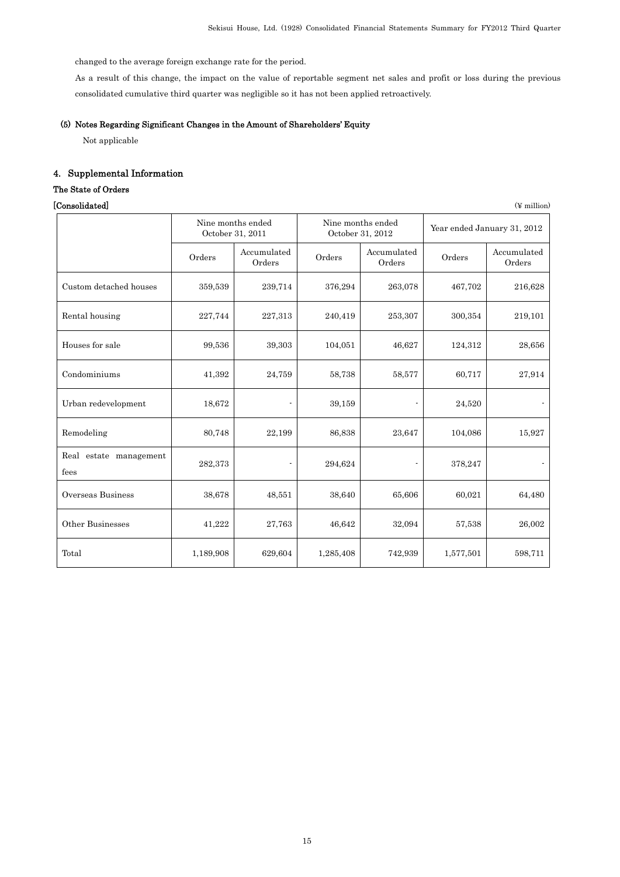changed to the average foreign exchange rate for the period.

As a result of this change, the impact on the value of reportable segment net sales and profit or loss during the previous consolidated cumulative third quarter was negligible so it has not been applied retroactively.

### (5) Notes Regarding Significant Changes in the Amount of Shareholders' Equity

Not applicable

## 4. Supplemental Information

### The State of Orders

**[Consolidated]** (¥ million)

| | Nine months ended October 31, 2011 | | Nine months ended October 31, 2012 | | Year ended January 31, 2012 | |
|---|---|---|---|---|---|---|
| | Orders | Accumulated Orders | Orders | Accumulated Orders | Orders | Accumulated Orders |
| Custom detached houses | 359,539 | 239,714 | 376,294 | 263,078 | 467,702 | 216,628 |
| Rental housing | 227,744 | 227,313 | 240,419 | 253,307 | 300,354 | 219,101 |
| Houses for sale | 99,536 | 39,303 | 104,051 | 46,627 | 124,312 | 28,656 |
| Condominiums | 41,392 | 24,759 | 58,738 | 58,577 | 60,717 | 27,914 |
| Urban redevelopment | 18,672 | - | 39,159 | - | 24,520 | - |
| Remodeling | 80,748 | 22,199 | 86,838 | 23,647 | 104,086 | 15,927 |
| Real estate management fees | 282,373 | - | 294,624 | - | 378,247 | - |
| Overseas Business | 38,678 | 48,551 | 38,640 | 65,606 | 60,021 | 64,480 |
| Other Businesses | 41,222 | 27,763 | 46,642 | 32,094 | 57,538 | 26,002 |
| Total | 1,189,908 | 629,604 | 1,285,408 | 742,939 | 1,577,501 | 598,711 |